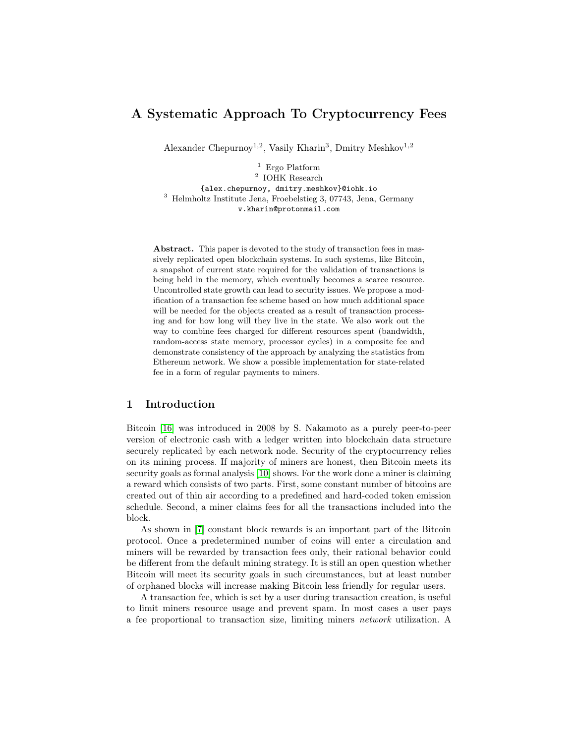# A Systematic Approach To Cryptocurrency Fees

Alexander Chepurnoy[1,2], Vasily Kharin[3], Dmitry Meshkov[1,2]

[1] Ergo Platform
[2] IOHK Research
{alex.chepurnoy, dmitry.meshkov}@iohk.io
[3] Helmholtz Institute Jena, Froebelstieg 3, 07743, Jena, Germany
v.kharin@protonmail.com

**Abstract.** This paper is devoted to the study of transaction fees in massively replicated open blockchain systems. In such systems, like Bitcoin, a snapshot of current state required for the validation of transactions is being held in the memory, which eventually becomes a scarce resource. Uncontrolled state growth can lead to security issues. We propose a modification of a transaction fee scheme based on how much additional space will be needed for the objects created as a result of transaction processing and for how long will they live in the state. We also work out the way to combine fees charged for different resources spent (bandwidth, random-access state memory, processor cycles) in a composite fee and demonstrate consistency of the approach by analyzing the statistics from Ethereum network. We show a possible implementation for state-related fee in a form of regular payments to miners.

## 1 Introduction

Bitcoin [16] was introduced in 2008 by S. Nakamoto as a purely peer-to-peer version of electronic cash with a ledger written into blockchain data structure securely replicated by each network node. Security of the cryptocurrency relies on its mining process. If majority of miners are honest, then Bitcoin meets its security goals as formal analysis [10] shows. For the work done a miner is claiming a reward which consists of two parts. First, some constant number of bitcoins are created out of thin air according to a predefined and hard-coded token emission schedule. Second, a miner claims fees for all the transactions included into the block.

As shown in [7] constant block rewards is an important part of the Bitcoin protocol. Once a predetermined number of coins will enter a circulation and miners will be rewarded by transaction fees only, their rational behavior could be different from the default mining strategy. It is still an open question whether Bitcoin will meet its security goals in such circumstances, but at least number of orphaned blocks will increase making Bitcoin less friendly for regular users.

A transaction fee, which is set by a user during transaction creation, is useful to limit miners resource usage and prevent spam. In most cases a user pays a fee proportional to transaction size, limiting miners *network* utilization. A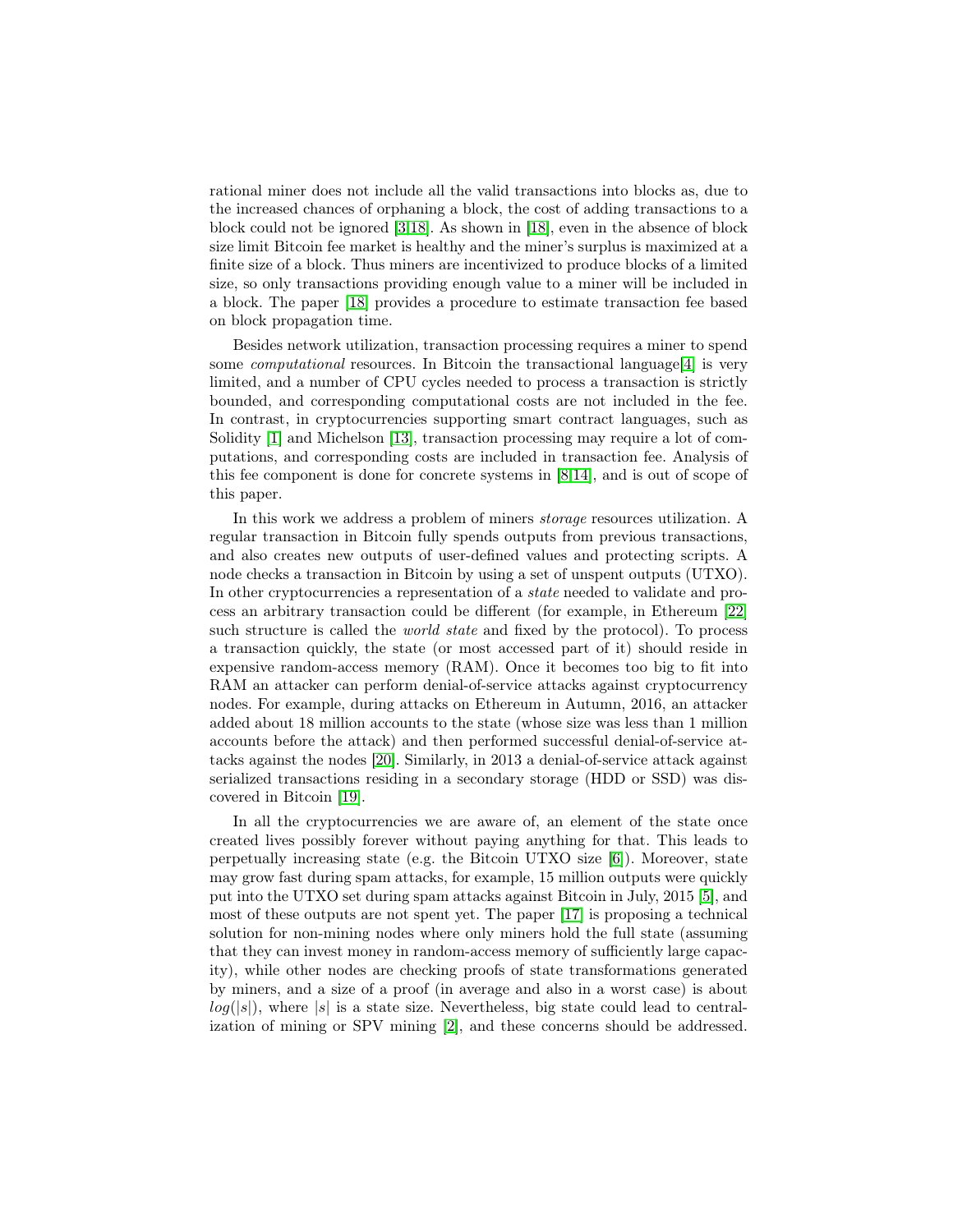rational miner does not include all the valid transactions into blocks as, due to the increased chances of orphaning a block, the cost of adding transactions to a block could not be ignored [3,18]. As shown in [18], even in the absence of block size limit Bitcoin fee market is healthy and the miner's surplus is maximized at a finite size of a block. Thus miners are incentivized to produce blocks of a limited size, so only transactions providing enough value to a miner will be included in a block. The paper [18] provides a procedure to estimate transaction fee based on block propagation time.

Besides network utilization, transaction processing requires a miner to spend some *computational* resources. In Bitcoin the transactional language[4] is very limited, and a number of CPU cycles needed to process a transaction is strictly bounded, and corresponding computational costs are not included in the fee. In contrast, in cryptocurrencies supporting smart contract languages, such as Solidity [1] and Michelson [13], transaction processing may require a lot of computations, and corresponding costs are included in transaction fee. Analysis of this fee component is done for concrete systems in [8,14], and is out of scope of this paper.

In this work we address a problem of miners *storage* resources utilization. A regular transaction in Bitcoin fully spends outputs from previous transactions, and also creates new outputs of user-defined values and protecting scripts. A node checks a transaction in Bitcoin by using a set of unspent outputs (UTXO). In other cryptocurrencies a representation of a *state* needed to validate and process an arbitrary transaction could be different (for example, in Ethereum [22] such structure is called the *world state* and fixed by the protocol). To process a transaction quickly, the state (or most accessed part of it) should reside in expensive random-access memory (RAM). Once it becomes too big to fit into RAM an attacker can perform denial-of-service attacks against cryptocurrency nodes. For example, during attacks on Ethereum in Autumn, 2016, an attacker added about 18 million accounts to the state (whose size was less than 1 million accounts before the attack) and then performed successful denial-of-service attacks against the nodes [20]. Similarly, in 2013 a denial-of-service attack against serialized transactions residing in a secondary storage (HDD or SSD) was discovered in Bitcoin [19].

In all the cryptocurrencies we are aware of, an element of the state once created lives possibly forever without paying anything for that. This leads to perpetually increasing state (e.g. the Bitcoin UTXO size [6]). Moreover, state may grow fast during spam attacks, for example, 15 million outputs were quickly put into the UTXO set during spam attacks against Bitcoin in July, 2015 [5], and most of these outputs are not spent yet. The paper [17] is proposing a technical solution for non-mining nodes where only miners hold the full state (assuming that they can invest money in random-access memory of sufficiently large capacity), while other nodes are checking proofs of state transformations generated by miners, and a size of a proof (in average and also in a worst case) is about $log(|s|)$, where $|s|$ is a state size. Nevertheless, big state could lead to centralization of mining or SPV mining [2], and these concerns should be addressed.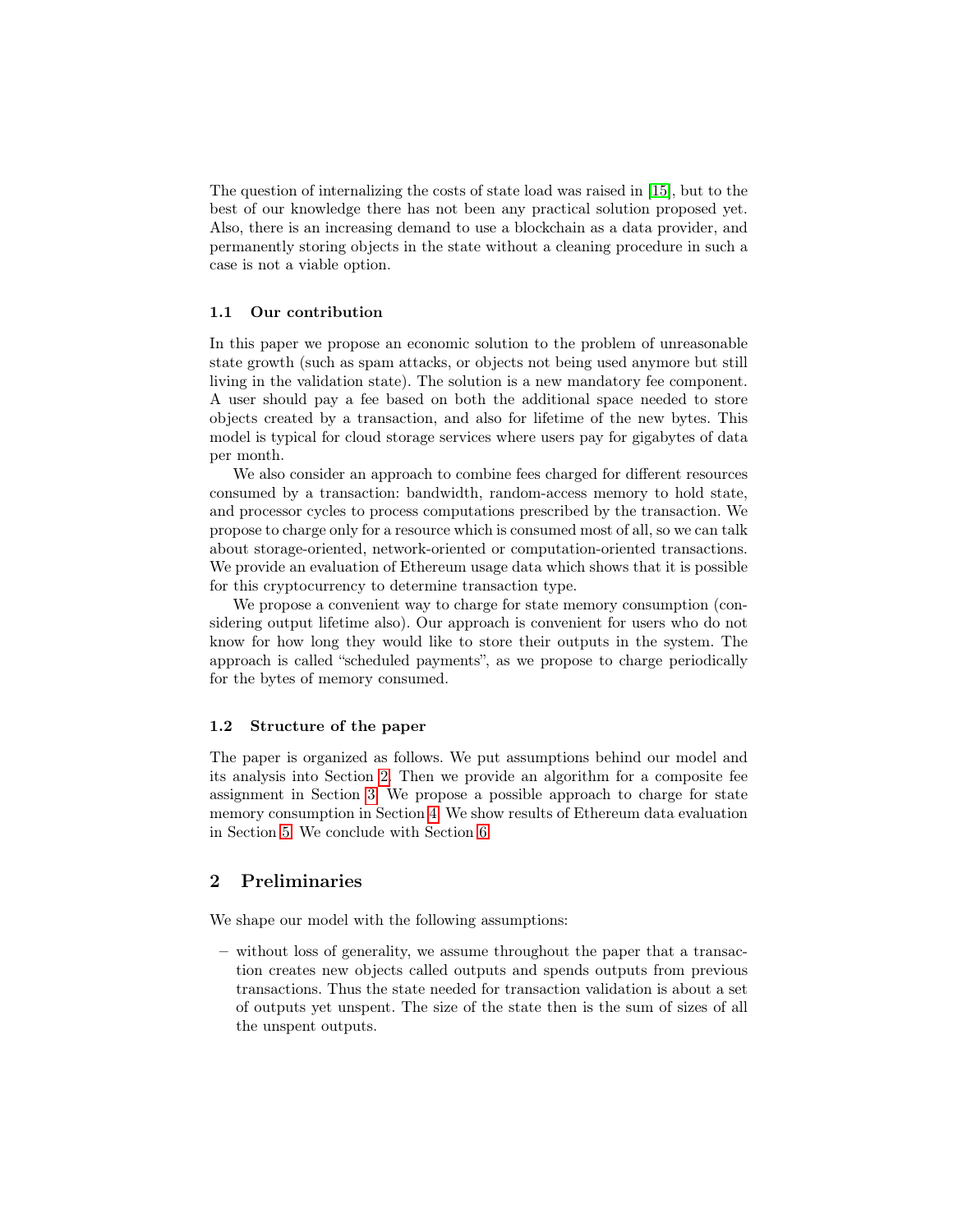The question of internalizing the costs of state load was raised in [15], but to the best of our knowledge there has not been any practical solution proposed yet. Also, there is an increasing demand to use a blockchain as a data provider, and permanently storing objects in the state without a cleaning procedure in such a case is not a viable option.

### 1.1 Our contribution

In this paper we propose an economic solution to the problem of unreasonable state growth (such as spam attacks, or objects not being used anymore but still living in the validation state). The solution is a new mandatory fee component. A user should pay a fee based on both the additional space needed to store objects created by a transaction, and also for lifetime of the new bytes. This model is typical for cloud storage services where users pay for gigabytes of data per month.

We also consider an approach to combine fees charged for different resources consumed by a transaction: bandwidth, random-access memory to hold state, and processor cycles to process computations prescribed by the transaction. We propose to charge only for a resource which is consumed most of all, so we can talk about storage-oriented, network-oriented or computation-oriented transactions. We provide an evaluation of Ethereum usage data which shows that it is possible for this cryptocurrency to determine transaction type.

We propose a convenient way to charge for state memory consumption (considering output lifetime also). Our approach is convenient for users who do not know for how long they would like to store their outputs in the system. The approach is called "scheduled payments", as we propose to charge periodically for the bytes of memory consumed.

### 1.2 Structure of the paper

The paper is organized as follows. We put assumptions behind our model and its analysis into Section 2. Then we provide an algorithm for a composite fee assignment in Section 3. We propose a possible approach to charge for state memory consumption in Section 4. We show results of Ethereum data evaluation in Section 5. We conclude with Section 6.

## 2 Preliminaries

We shape our model with the following assumptions:

- without loss of generality, we assume throughout the paper that a transaction creates new objects called outputs and spends outputs from previous transactions. Thus the state needed for transaction validation is about a set of outputs yet unspent. The size of the state then is the sum of sizes of all the unspent outputs.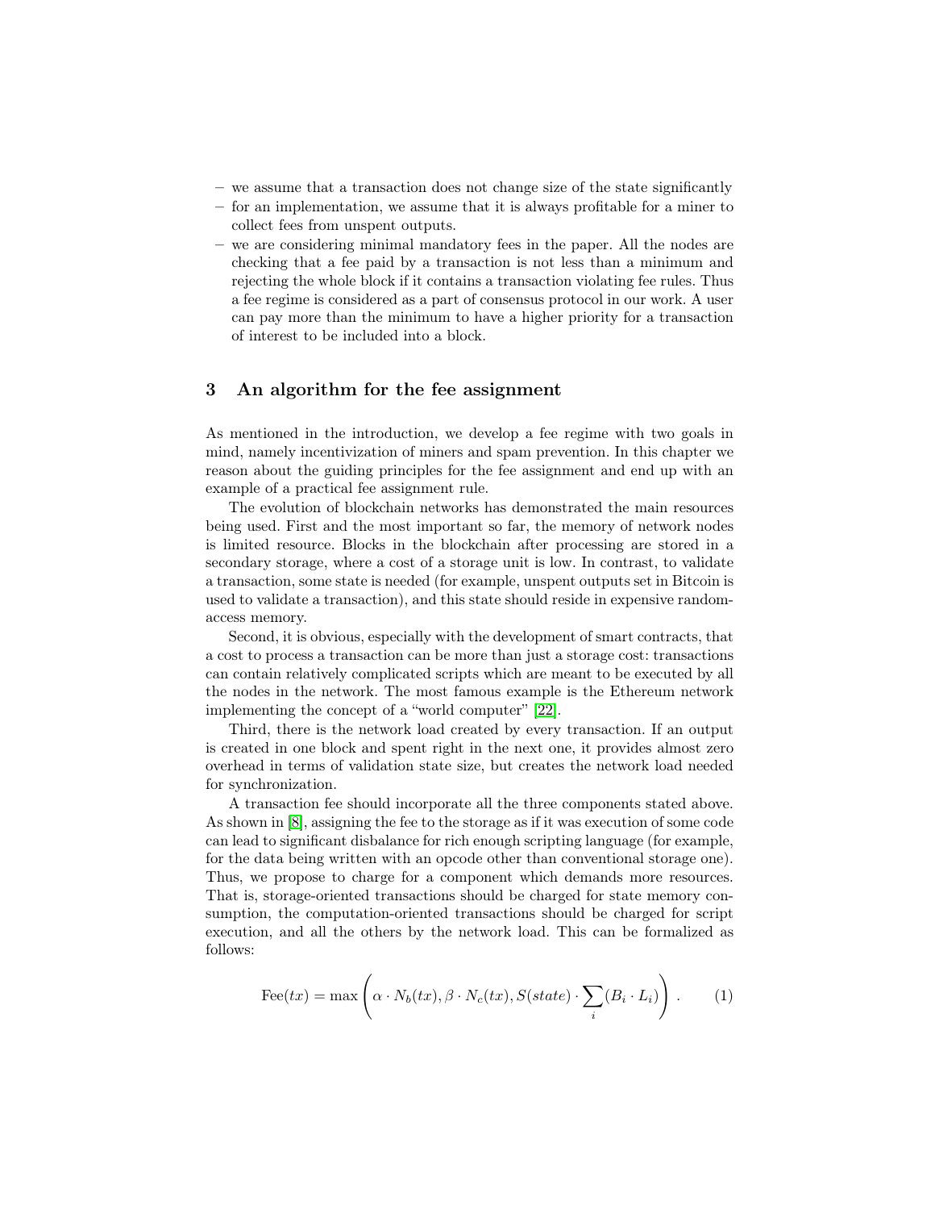- we assume that a transaction does not change size of the state significantly
- for an implementation, we assume that it is always profitable for a miner to collect fees from unspent outputs.
- we are considering minimal mandatory fees in the paper. All the nodes are checking that a fee paid by a transaction is not less than a minimum and rejecting the whole block if it contains a transaction violating fee rules. Thus a fee regime is considered as a part of consensus protocol in our work. A user can pay more than the minimum to have a higher priority for a transaction of interest to be included into a block.

## 3 An algorithm for the fee assignment

As mentioned in the introduction, we develop a fee regime with two goals in mind, namely incentivization of miners and spam prevention. In this chapter we reason about the guiding principles for the fee assignment and end up with an example of a practical fee assignment rule.

The evolution of blockchain networks has demonstrated the main resources being used. First and the most important so far, the memory of network nodes is limited resource. Blocks in the blockchain after processing are stored in a secondary storage, where a cost of a storage unit is low. In contrast, to validate a transaction, some state is needed (for example, unspent outputs set in Bitcoin is used to validate a transaction), and this state should reside in expensive random-access memory.

Second, it is obvious, especially with the development of smart contracts, that a cost to process a transaction can be more than just a storage cost: transactions can contain relatively complicated scripts which are meant to be executed by all the nodes in the network. The most famous example is the Ethereum network implementing the concept of a "world computer" [22].

Third, there is the network load created by every transaction. If an output is created in one block and spent right in the next one, it provides almost zero overhead in terms of validation state size, but creates the network load needed for synchronization.

A transaction fee should incorporate all the three components stated above. As shown in [8], assigning the fee to the storage as if it was execution of some code can lead to significant disbalance for rich enough scripting language (for example, for the data being written with an opcode other than conventional storage one). Thus, we propose to charge for a component which demands more resources. That is, storage-oriented transactions should be charged for state memory consumption, the computation-oriented transactions should be charged for script execution, and all the others by the network load. This can be formalized as follows:

$$\mathrm{Fee}(tx) = \max\left(\alpha \cdot N_b(tx), \beta \cdot N_c(tx), S(state) \cdot \sum_i (B_i \cdot L_i)\right) . \tag{1}$$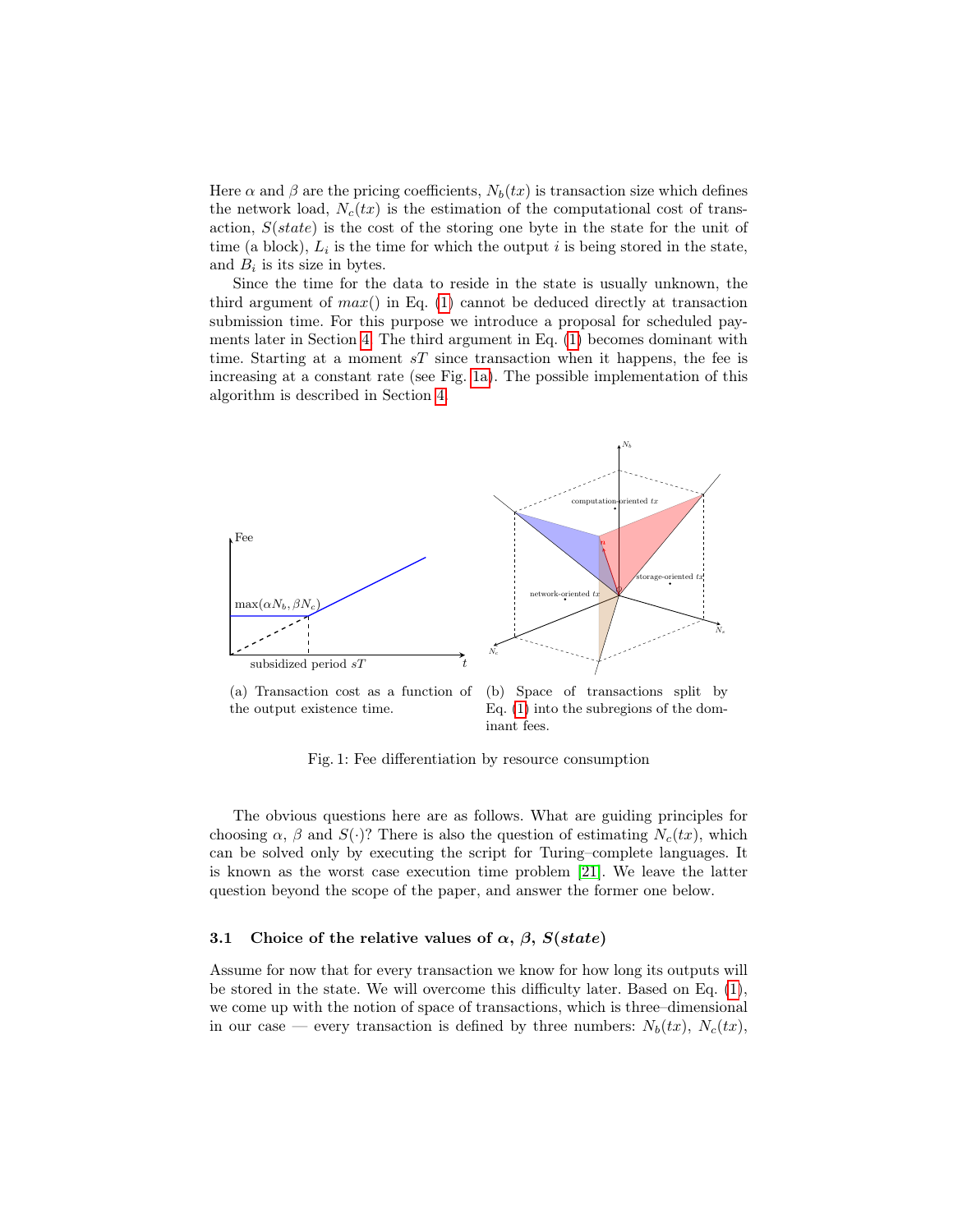Here $\alpha$ and $\beta$ are the pricing coefficients, $N_b(tx)$ is transaction size which defines the network load, $N_c(tx)$ is the estimation of the computational cost of transaction, $S(state)$ is the cost of the storing one byte in the state for the unit of time (a block), $L_i$ is the time for which the output $i$ is being stored in the state, and $B_i$ is its size in bytes.

Since the time for the data to reside in the state is usually unknown, the third argument of $max()$ in Eq. (1) cannot be deduced directly at transaction submission time. For this purpose we introduce a proposal for scheduled payments later in Section 4. The third argument in Eq. (1) becomes dominant with time. Starting at a moment $sT$ since transaction when it happens, the fee is increasing at a constant rate (see Fig. 1a). The possible implementation of this algorithm is described in Section 4.

(a) Transaction cost as a function of the output existence time.

(b) Space of transactions split by Eq. (1) into the subregions of the dominant fees.

Fig. 1: Fee differentiation by resource consumption

The obvious questions here are as follows. What are guiding principles for choosing $\alpha$, $\beta$ and $S(\cdot)$? There is also the question of estimating $N_c(tx)$, which can be solved only by executing the script for Turing–complete languages. It is known as the worst case execution time problem [21]. We leave the latter question beyond the scope of the paper, and answer the former one below.

### 3.1 Choice of the relative values of $\alpha$, $\beta$, $S(state)$

Assume for now that for every transaction we know for how long its outputs will be stored in the state. We will overcome this difficulty later. Based on Eq. (1), we come up with the notion of space of transactions, which is three–dimensional in our case — every transaction is defined by three numbers: $N_b(tx)$, $N_c(tx)$,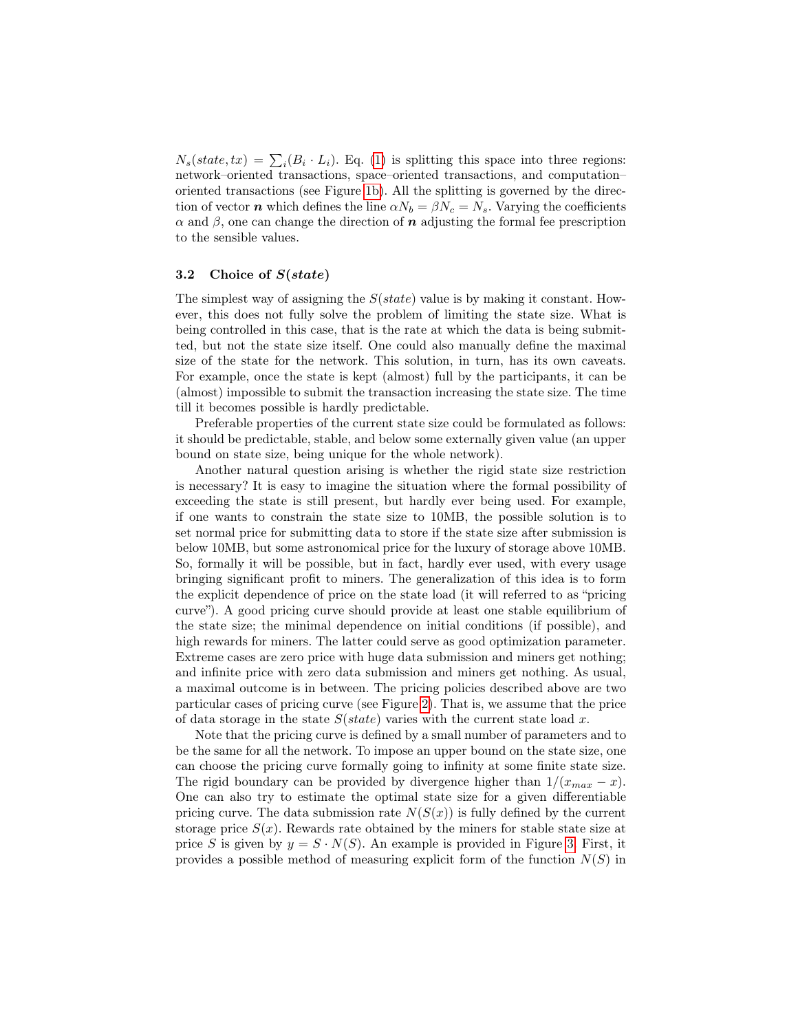$N_s(state, tx) = \sum_i (B_i \cdot L_i)$. Eq. (1) is splitting this space into three regions: network–oriented transactions, space–oriented transactions, and computation–oriented transactions (see Figure 1b). All the splitting is governed by the direction of vector $\boldsymbol{n}$ which defines the line $\alpha N_b = \beta N_c = N_s$. Varying the coefficients $\alpha$ and $\beta$, one can change the direction of $\boldsymbol{n}$ adjusting the formal fee prescription to the sensible values.

### 3.2 Choice of $S(state)$

The simplest way of assigning the $S(state)$ value is by making it constant. However, this does not fully solve the problem of limiting the state size. What is being controlled in this case, that is the rate at which the data is being submitted, but not the state size itself. One could also manually define the maximal size of the state for the network. This solution, in turn, has its own caveats. For example, once the state is kept (almost) full by the participants, it can be (almost) impossible to submit the transaction increasing the state size. The time till it becomes possible is hardly predictable.

Preferable properties of the current state size could be formulated as follows: it should be predictable, stable, and below some externally given value (an upper bound on state size, being unique for the whole network).

Another natural question arising is whether the rigid state size restriction is necessary? It is easy to imagine the situation where the formal possibility of exceeding the state is still present, but hardly ever being used. For example, if one wants to constrain the state size to 10MB, the possible solution is to set normal price for submitting data to store if the state size after submission is below 10MB, but some astronomical price for the luxury of storage above 10MB. So, formally it will be possible, but in fact, hardly ever used, with every usage bringing significant profit to miners. The generalization of this idea is to form the explicit dependence of price on the state load (it will referred to as "pricing curve"). A good pricing curve should provide at least one stable equilibrium of the state size; the minimal dependence on initial conditions (if possible), and high rewards for miners. The latter could serve as good optimization parameter. Extreme cases are zero price with huge data submission and miners get nothing; and infinite price with zero data submission and miners get nothing. As usual, a maximal outcome is in between. The pricing policies described above are two particular cases of pricing curve (see Figure 2). That is, we assume that the price of data storage in the state $S(state)$ varies with the current state load $x$.

Note that the pricing curve is defined by a small number of parameters and to be the same for all the network. To impose an upper bound on the state size, one can choose the pricing curve formally going to infinity at some finite state size. The rigid boundary can be provided by divergence higher than $1/(x_{max} - x)$. One can also try to estimate the optimal state size for a given differentiable pricing curve. The data submission rate $N(S(x))$ is fully defined by the current storage price $S(x)$. Rewards rate obtained by the miners for stable state size at price $S$ is given by $y = S \cdot N(S)$. An example is provided in Figure 3. First, it provides a possible method of measuring explicit form of the function $N(S)$ in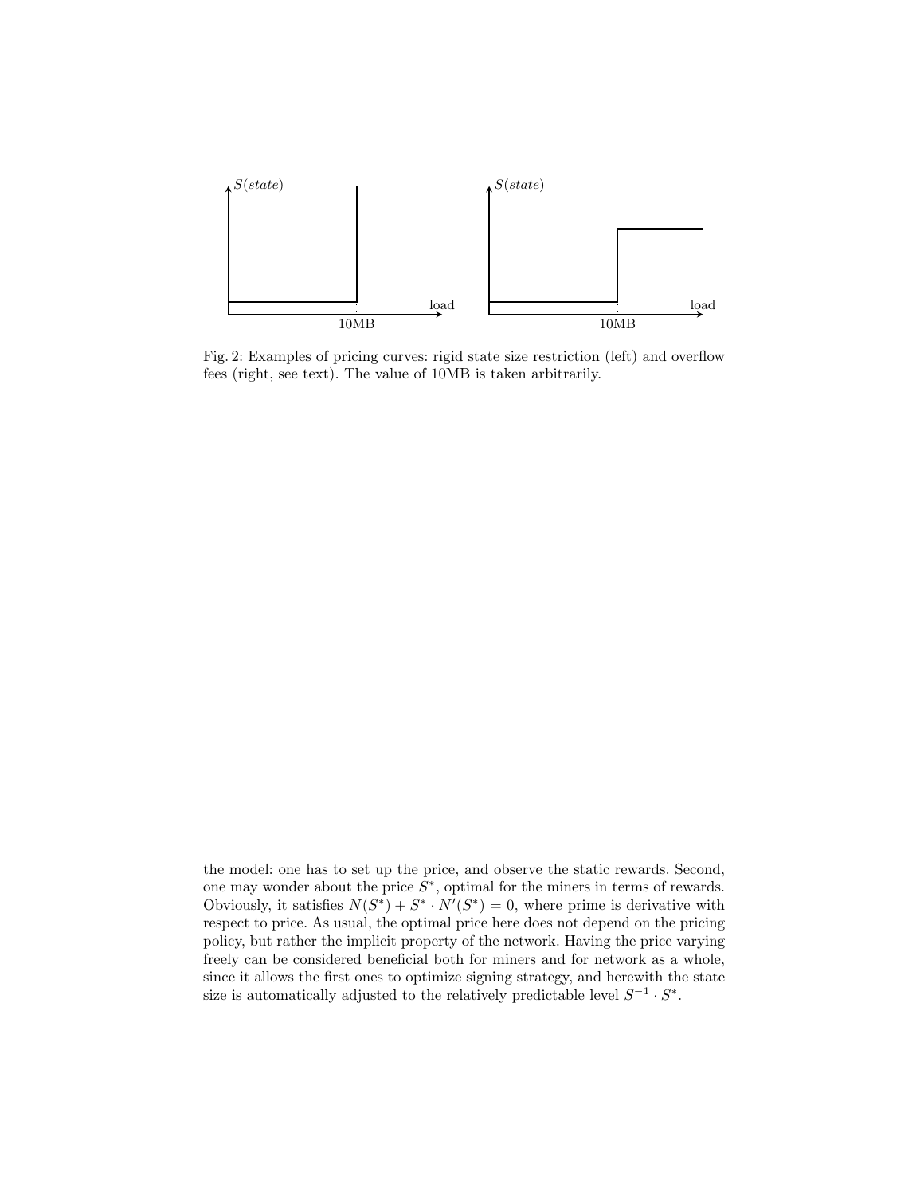Fig. 2: Examples of pricing curves: rigid state size restriction (left) and overflow fees (right, see text). The value of 10MB is taken arbitrarily.

the model: one has to set up the price, and observe the static rewards. Second, one may wonder about the price $S^*$, optimal for the miners in terms of rewards. Obviously, it satisfies $N(S^*) + S^* \cdot N'(S^*) = 0$, where prime is derivative with respect to price. As usual, the optimal price here does not depend on the pricing policy, but rather the implicit property of the network. Having the price varying freely can be considered beneficial both for miners and for network as a whole, since it allows the first ones to optimize signing strategy, and herewith the state size is automatically adjusted to the relatively predictable level $S^{-1} \cdot S^*$.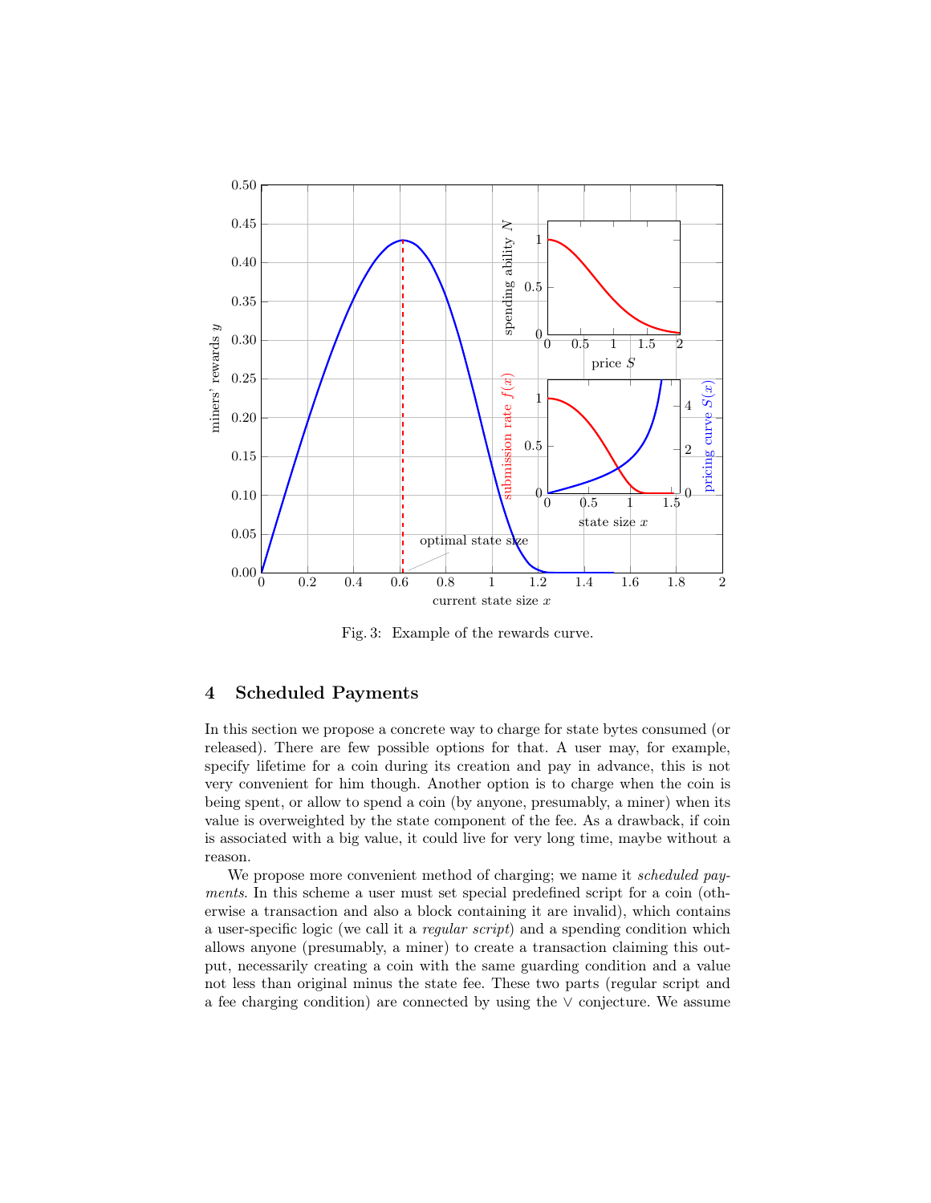Fig. 3: Example of the rewards curve.

## 4 Scheduled Payments

In this section we propose a concrete way to charge for state bytes consumed (or released). There are few possible options for that. A user may, for example, specify lifetime for a coin during its creation and pay in advance, this is not very convenient for him though. Another option is to charge when the coin is being spent, or allow to spend a coin (by anyone, presumably, a miner) when its value is overweighted by the state component of the fee. As a drawback, if coin is associated with a big value, it could live for very long time, maybe without a reason.

We propose more convenient method of charging; we name it *scheduled payments*. In this scheme a user must set special predefined script for a coin (otherwise a transaction and also a block containing it are invalid), which contains a user-specific logic (we call it a *regular script*) and a spending condition which allows anyone (presumably, a miner) to create a transaction claiming this output, necessarily creating a coin with the same guarding condition and a value not less than original minus the state fee. These two parts (regular script and a fee charging condition) are connected by using the $\vee$ conjecture. We assume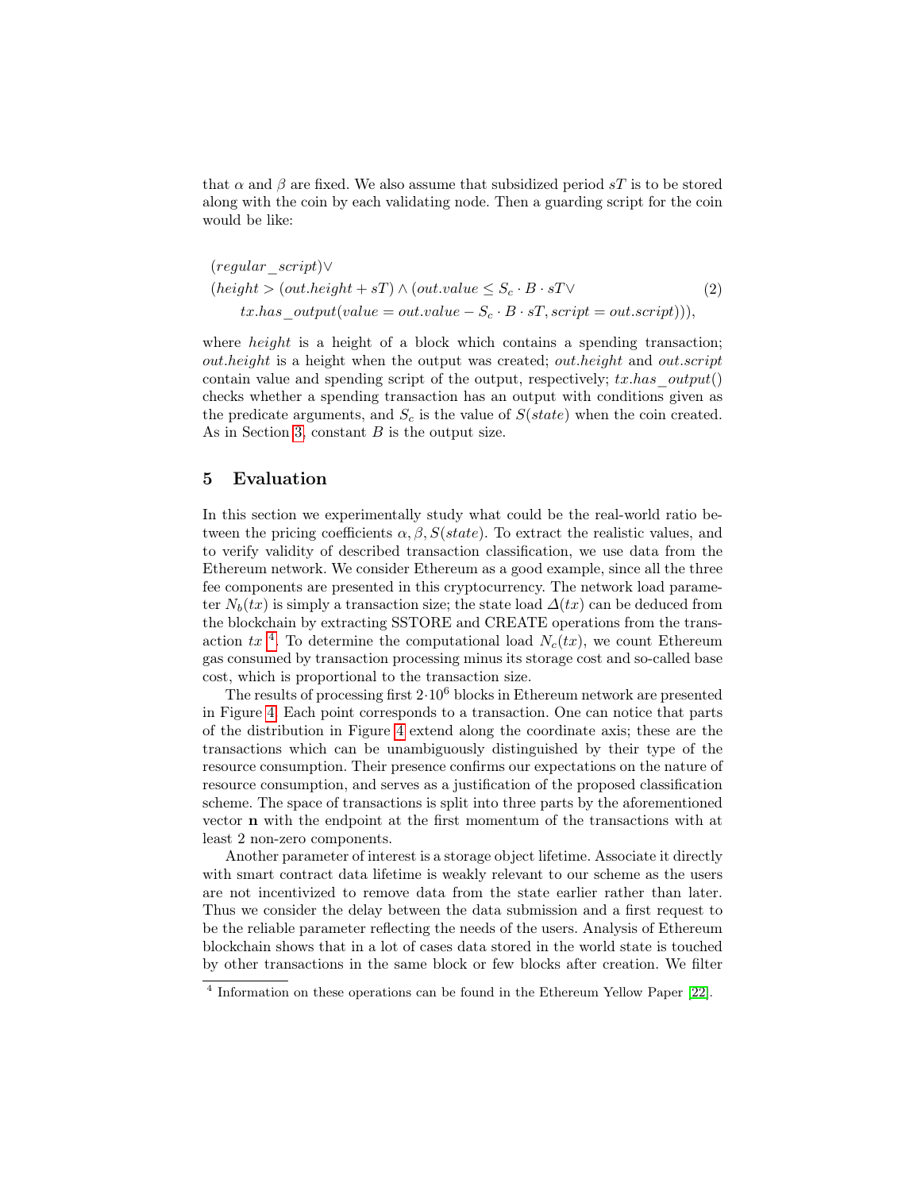that $\alpha$ and $\beta$ are fixed. We also assume that subsidized period $sT$ is to be stored along with the coin by each validating node. Then a guarding script for the coin would be like:

$$
\begin{aligned}
&(regular\_script) \vee \\
&(height > (out.height + sT) \wedge (out.value \leq S_c \cdot B \cdot sT \vee \\
&\quad tx.has\_output(value = out.value - S_c \cdot B \cdot sT, script = out.script))),
\end{aligned}
\tag{2}
$$

where *height* is a height of a block which contains a spending transaction; *out.height* is a height when the output was created; *out.height* and *out.script* contain value and spending script of the output, respectively; *tx.has_output*() checks whether a spending transaction has an output with conditions given as the predicate arguments, and $S_c$ is the value of $S(state)$ when the coin created. As in Section 3, constant $B$ is the output size.

## 5 Evaluation

In this section we experimentally study what could be the real-world ratio between the pricing coefficients $\alpha, \beta, S(state)$. To extract the realistic values, and to verify validity of described transaction classification, we use data from the Ethereum network. We consider Ethereum as a good example, since all the three fee components are presented in this cryptocurrency. The network load parameter $N_b(tx)$ is simply a transaction size; the state load $\Delta(tx)$ can be deduced from the blockchain by extracting SSTORE and CREATE operations from the transaction $tx$ [4]. To determine the computational load $N_c(tx)$, we count Ethereum gas consumed by transaction processing minus its storage cost and so-called base cost, which is proportional to the transaction size.

The results of processing first $2 \cdot 10^6$ blocks in Ethereum network are presented in Figure 4. Each point corresponds to a transaction. One can notice that parts of the distribution in Figure 4 extend along the coordinate axis; these are the transactions which can be unambiguously distinguished by their type of the resource consumption. Their presence confirms our expectations on the nature of resource consumption, and serves as a justification of the proposed classification scheme. The space of transactions is split into three parts by the aforementioned vector $\mathbf{n}$ with the endpoint at the first momentum of the transactions with at least 2 non-zero components.

Another parameter of interest is a storage object lifetime. Associate it directly with smart contract data lifetime is weakly relevant to our scheme as the users are not incentivized to remove data from the state earlier rather than later. Thus we consider the delay between the data submission and a first request to be the reliable parameter reflecting the needs of the users. Analysis of Ethereum blockchain shows that in a lot of cases data stored in the world state is touched by other transactions in the same block or few blocks after creation. We filter

[4] Information on these operations can be found in the Ethereum Yellow Paper [22].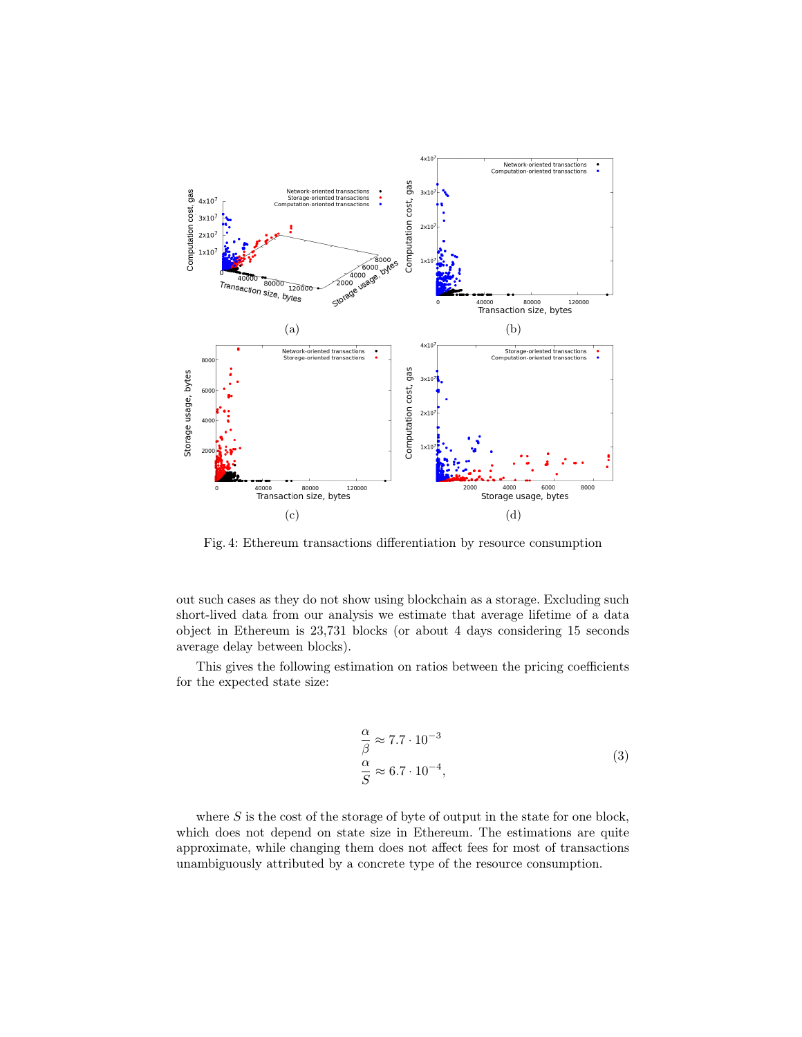Fig. 4: Ethereum transactions differentiation by resource consumption

out such cases as they do not show using blockchain as a storage. Excluding such short-lived data from our analysis we estimate that average lifetime of a data object in Ethereum is 23,731 blocks (or about 4 days considering 15 seconds average delay between blocks).

This gives the following estimation on ratios between the pricing coefficients for the expected state size:

$$
\begin{aligned}
\frac{\alpha}{\beta} &\approx 7.7 \cdot 10^{-3} \\
\frac{\alpha}{S} &\approx 6.7 \cdot 10^{-4},
\end{aligned}
\tag{3}
$$

where $S$ is the cost of the storage of byte of output in the state for one block, which does not depend on state size in Ethereum. The estimations are quite approximate, while changing them does not affect fees for most of transactions unambiguously attributed by a concrete type of the resource consumption.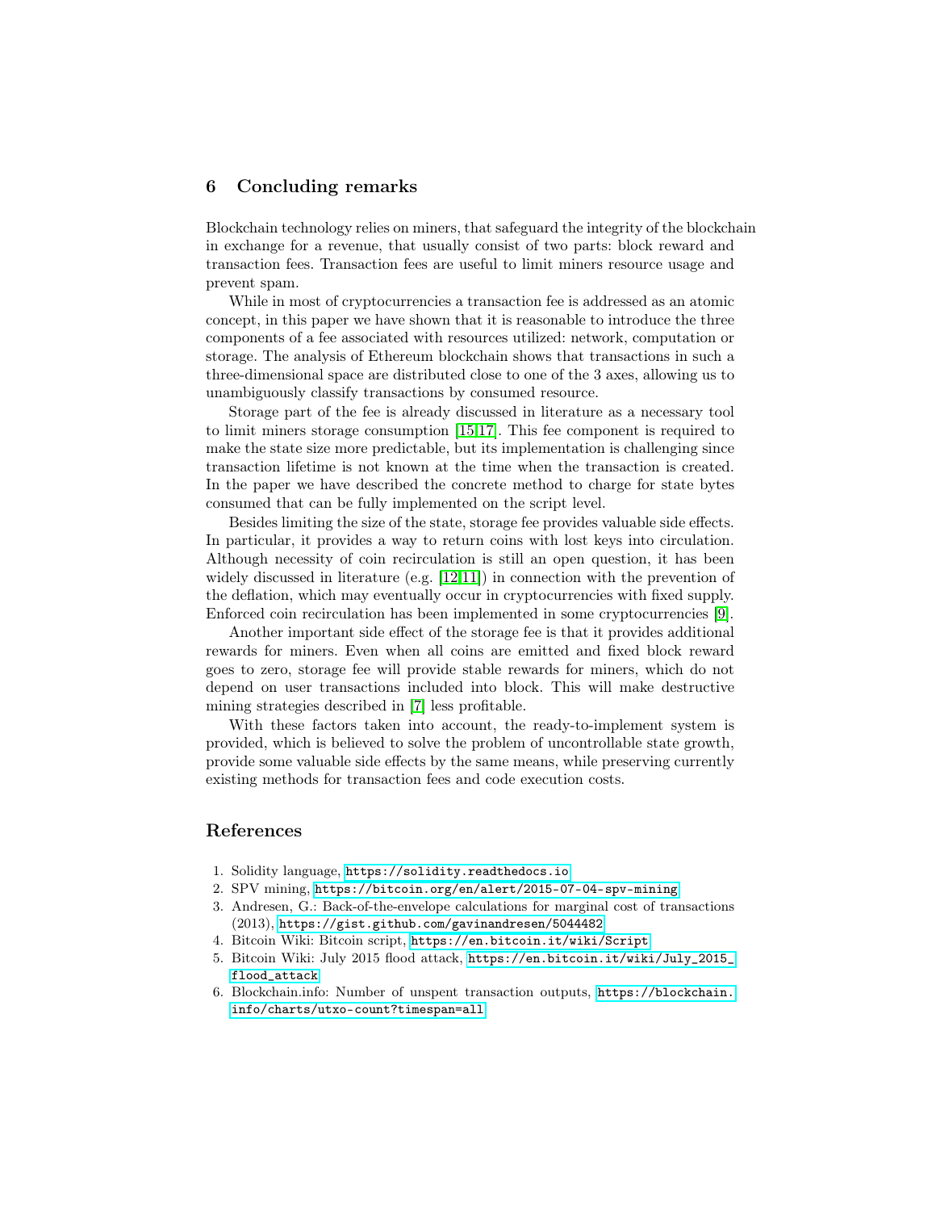## 6 Concluding remarks

Blockchain technology relies on miners, that safeguard the integrity of the blockchain in exchange for a revenue, that usually consist of two parts: block reward and transaction fees. Transaction fees are useful to limit miners resource usage and prevent spam.

While in most of cryptocurrencies a transaction fee is addressed as an atomic concept, in this paper we have shown that it is reasonable to introduce the three components of a fee associated with resources utilized: network, computation or storage. The analysis of Ethereum blockchain shows that transactions in such a three-dimensional space are distributed close to one of the 3 axes, allowing us to unambiguously classify transactions by consumed resource.

Storage part of the fee is already discussed in literature as a necessary tool to limit miners storage consumption [15,17]. This fee component is required to make the state size more predictable, but its implementation is challenging since transaction lifetime is not known at the time when the transaction is created. In the paper we have described the concrete method to charge for state bytes consumed that can be fully implemented on the script level.

Besides limiting the size of the state, storage fee provides valuable side effects. In particular, it provides a way to return coins with lost keys into circulation. Although necessity of coin recirculation is still an open question, it has been widely discussed in literature (e.g. [12,11]) in connection with the prevention of the deflation, which may eventually occur in cryptocurrencies with fixed supply. Enforced coin recirculation has been implemented in some cryptocurrencies [9].

Another important side effect of the storage fee is that it provides additional rewards for miners. Even when all coins are emitted and fixed block reward goes to zero, storage fee will provide stable rewards for miners, which do not depend on user transactions included into block. This will make destructive mining strategies described in [7] less profitable.

With these factors taken into account, the ready-to-implement system is provided, which is believed to solve the problem of uncontrollable state growth, provide some valuable side effects by the same means, while preserving currently existing methods for transaction fees and code execution costs.

## References

1. Solidity language, https://solidity.readthedocs.io
2. SPV mining, https://bitcoin.org/en/alert/2015-07-04-spv-mining
3. Andresen, G.: Back-of-the-envelope calculations for marginal cost of transactions (2013), https://gist.github.com/gavinandresen/5044482
4. Bitcoin Wiki: Bitcoin script, https://en.bitcoin.it/wiki/Script
5. Bitcoin Wiki: July 2015 flood attack, https://en.bitcoin.it/wiki/July_2015_flood_attack
6. Blockchain.info: Number of unspent transaction outputs, https://blockchain.info/charts/utxo-count?timespan=all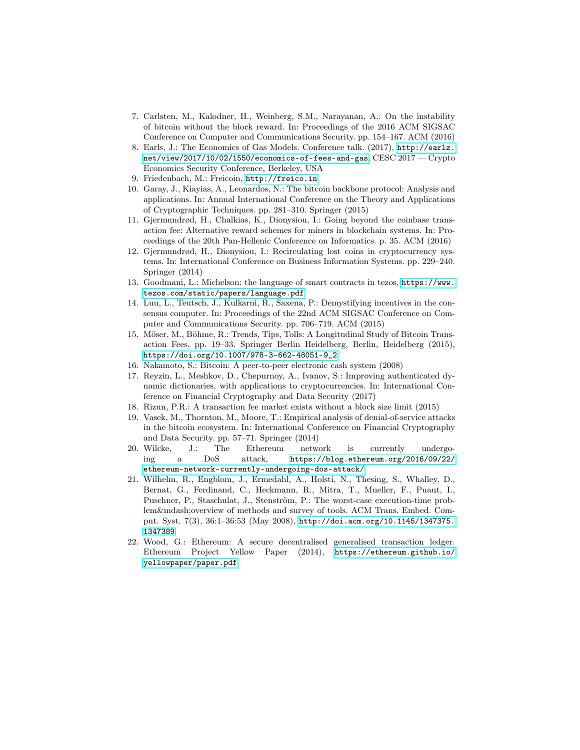7. Carlsten, M., Kalodner, H., Weinberg, S.M., Narayanan, A.: On the instability of bitcoin without the block reward. In: Proceedings of the 2016 ACM SIGSAC Conference on Computer and Communications Security. pp. 154–167. ACM (2016)
8. Earls, J.: The Economics of Gas Models. Conference talk. (2017), http://earlz.net/view/2017/10/02/1550/economics-of-fees-and-gas, CESC 2017 — Crypto Economics Security Conference, Berkeley, USA
9. Friedenbach, M.: Freicoin, http://freico.in
10. Garay, J., Kiayias, A., Leonardos, N.: The bitcoin backbone protocol: Analysis and applications. In: Annual International Conference on the Theory and Applications of Cryptographic Techniques. pp. 281–310. Springer (2015)
11. Gjermundrød, H., Chalkias, K., Dionysiou, I.: Going beyond the coinbase transaction fee: Alternative reward schemes for miners in blockchain systems. In: Proceedings of the 20th Pan-Hellenic Conference on Informatics. p. 35. ACM (2016)
12. Gjermundrød, H., Dionysiou, I.: Recirculating lost coins in cryptocurrency systems. In: International Conference on Business Information Systems. pp. 229–240. Springer (2014)
13. Goodmani, L.: Michelson: the language of smart contracts in tezos, https://www.tezos.com/static/papers/language.pdf
14. Luu, L., Teutsch, J., Kulkarni, R., Saxena, P.: Demystifying incentives in the consensus computer. In: Proceedings of the 22nd ACM SIGSAC Conference on Computer and Communications Security. pp. 706–719. ACM (2015)
15. Möser, M., Böhme, R.: Trends, Tips, Tolls: A Longitudinal Study of Bitcoin Transaction Fees, pp. 19–33. Springer Berlin Heidelberg, Berlin, Heidelberg (2015), https://doi.org/10.1007/978-3-662-48051-9_2
16. Nakamoto, S.: Bitcoin: A peer-to-peer electronic cash system (2008)
17. Reyzin, L., Meshkov, D., Chepurnoy, A., Ivanov, S.: Improving authenticated dynamic dictionaries, with applications to cryptocurrencies. In: International Conference on Financial Cryptography and Data Security (2017)
18. Rizun, P.R.: A transaction fee market exists without a block size limit (2015)
19. Vasek, M., Thornton, M., Moore, T.: Empirical analysis of denial-of-service attacks in the bitcoin ecosystem. In: International Conference on Financial Cryptography and Data Security. pp. 57–71. Springer (2014)
20. Wilcke, J.: The Ethereum network is currently undergoing a DoS attack, https://blog.ethereum.org/2016/09/22/ethereum-network-currently-undergoing-dos-attack/
21. Wilhelm, R., Engblom, J., Ermedahl, A., Holsti, N., Thesing, S., Whalley, D., Bernat, G., Ferdinand, C., Heckmann, R., Mitra, T., Mueller, F., Puaut, I., Puschner, P., Staschulat, J., Stenström, P.: The worst-case execution-time problem&mdash;overview of methods and survey of tools. ACM Trans. Embed. Comput. Syst. 7(3), 36:1–36:53 (May 2008), http://doi.acm.org/10.1145/1347375.1347389
22. Wood, G.: Ethereum: A secure decentralised generalised transaction ledger. Ethereum Project Yellow Paper (2014), https://ethereum.github.io/yellowpaper/paper.pdf